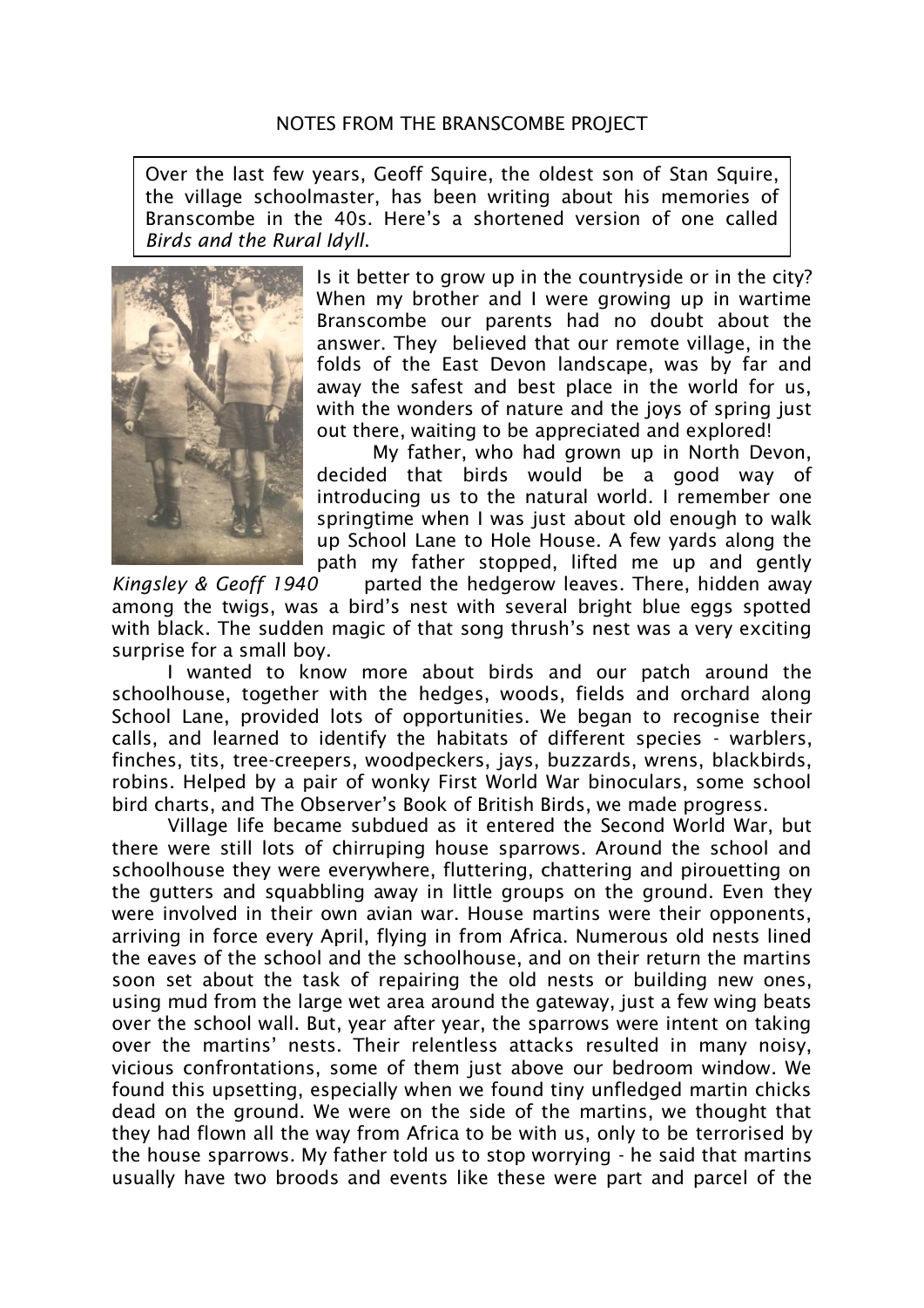NOTES FROM THE BRANSCOMBE PROJECT

Over the last few years, Geoff Squire, the oldest son of Stan Squire, the village schoolmaster, has been writing about his memories of Branscombe in the 40s. Here's a shortened version of one called *Birds and the Rural Idyll*.

*Kingsley & Geoff 1940*

Is it better to grow up in the countryside or in the city? When my brother and I were growing up in wartime Branscombe our parents had no doubt about the answer. They believed that our remote village, in the folds of the East Devon landscape, was by far and away the safest and best place in the world for us, with the wonders of nature and the joys of spring just out there, waiting to be appreciated and explored!

My father, who had grown up in North Devon, decided that birds would be a good way of introducing us to the natural world. I remember one springtime when I was just about old enough to walk up School Lane to Hole House. A few yards along the path my father stopped, lifted me up and gently parted the hedgerow leaves. There, hidden away among the twigs, was a bird's nest with several bright blue eggs spotted with black. The sudden magic of that song thrush's nest was a very exciting surprise for a small boy.

I wanted to know more about birds and our patch around the schoolhouse, together with the hedges, woods, fields and orchard along School Lane, provided lots of opportunities. We began to recognise their calls, and learned to identify the habitats of different species - warblers, finches, tits, tree-creepers, woodpeckers, jays, buzzards, wrens, blackbirds, robins. Helped by a pair of wonky First World War binoculars, some school bird charts, and The Observer's Book of British Birds, we made progress.

Village life became subdued as it entered the Second World War, but there were still lots of chirruping house sparrows. Around the school and schoolhouse they were everywhere, fluttering, chattering and pirouetting on the gutters and squabbling away in little groups on the ground. Even they were involved in their own avian war. House martins were their opponents, arriving in force every April, flying in from Africa. Numerous old nests lined the eaves of the school and the schoolhouse, and on their return the martins soon set about the task of repairing the old nests or building new ones, using mud from the large wet area around the gateway, just a few wing beats over the school wall. But, year after year, the sparrows were intent on taking over the martins' nests. Their relentless attacks resulted in many noisy, vicious confrontations, some of them just above our bedroom window. We found this upsetting, especially when we found tiny unfledged martin chicks dead on the ground. We were on the side of the martins, we thought that they had flown all the way from Africa to be with us, only to be terrorised by the house sparrows. My father told us to stop worrying - he said that martins usually have two broods and events like these were part and parcel of the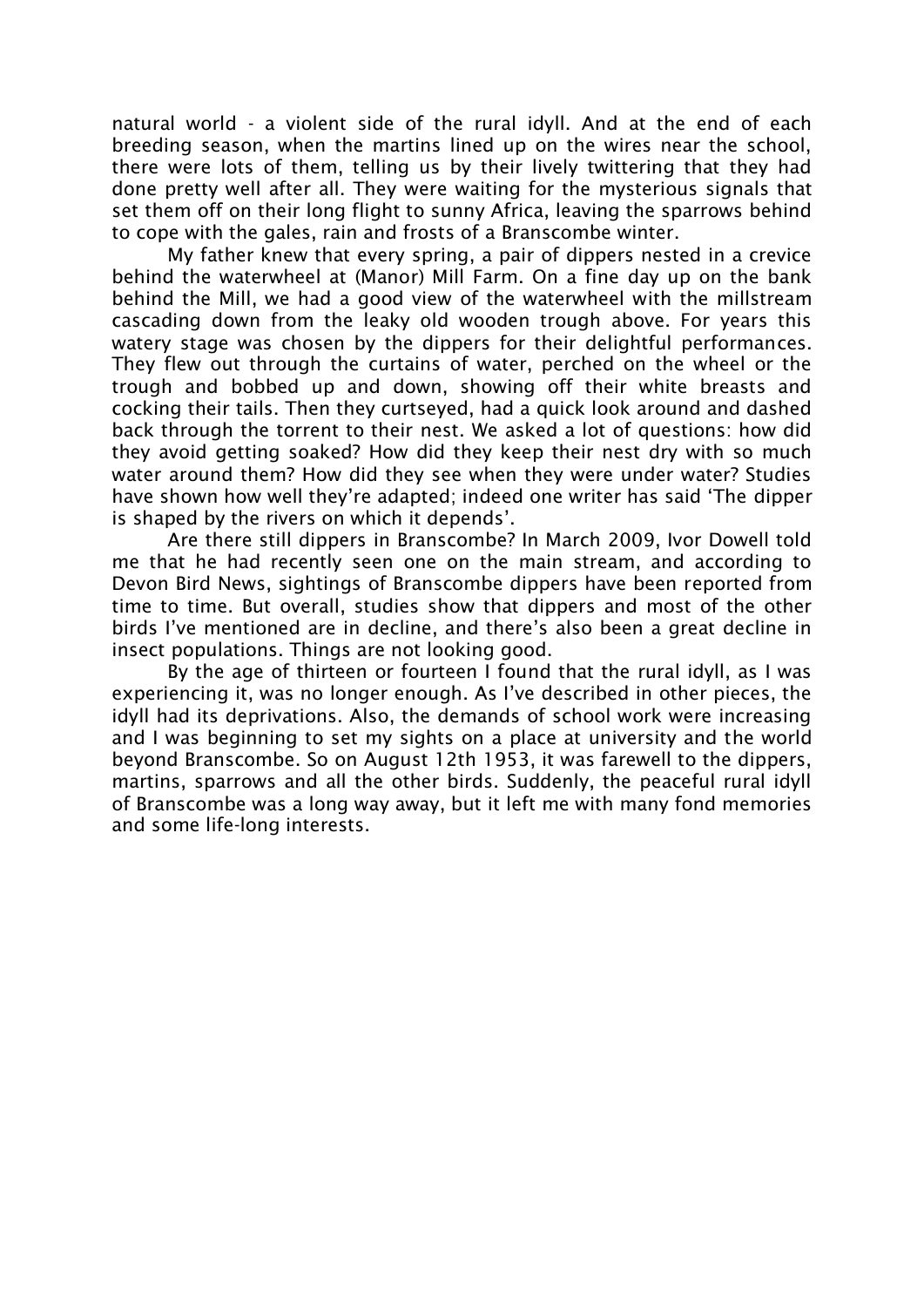natural world - a violent side of the rural idyll. And at the end of each breeding season, when the martins lined up on the wires near the school, there were lots of them, telling us by their lively twittering that they had done pretty well after all. They were waiting for the mysterious signals that set them off on their long flight to sunny Africa, leaving the sparrows behind to cope with the gales, rain and frosts of a Branscombe winter.

My father knew that every spring, a pair of dippers nested in a crevice behind the waterwheel at (Manor) Mill Farm. On a fine day up on the bank behind the Mill, we had a good view of the waterwheel with the millstream cascading down from the leaky old wooden trough above. For years this watery stage was chosen by the dippers for their delightful performances. They flew out through the curtains of water, perched on the wheel or the trough and bobbed up and down, showing off their white breasts and cocking their tails. Then they curtseyed, had a quick look around and dashed back through the torrent to their nest. We asked a lot of questions: how did they avoid getting soaked? How did they keep their nest dry with so much water around them? How did they see when they were under water? Studies have shown how well they're adapted; indeed one writer has said 'The dipper is shaped by the rivers on which it depends'.

Are there still dippers in Branscombe? In March 2009, Ivor Dowell told me that he had recently seen one on the main stream, and according to Devon Bird News, sightings of Branscombe dippers have been reported from time to time. But overall, studies show that dippers and most of the other birds I've mentioned are in decline, and there's also been a great decline in insect populations. Things are not looking good.

By the age of thirteen or fourteen I found that the rural idyll, as I was experiencing it, was no longer enough. As I've described in other pieces, the idyll had its deprivations. Also, the demands of school work were increasing and I was beginning to set my sights on a place at university and the world beyond Branscombe. So on August 12th 1953, it was farewell to the dippers, martins, sparrows and all the other birds. Suddenly, the peaceful rural idyll of Branscombe was a long way away, but it left me with many fond memories and some life-long interests.